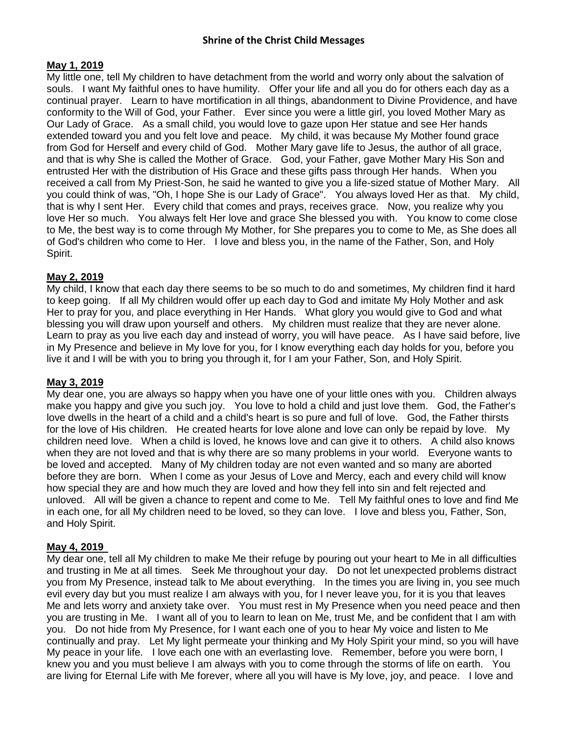# Shrine of the Christ Child Messages

**May 1, 2019**

My little one, tell My children to have detachment from the world and worry only about the salvation of souls. I want My faithful ones to have humility. Offer your life and all you do for others each day as a continual prayer. Learn to have mortification in all things, abandonment to Divine Providence, and have conformity to the Will of God, your Father. Ever since you were a little girl, you loved Mother Mary as Our Lady of Grace. As a small child, you would love to gaze upon Her statue and see Her hands extended toward you and you felt love and peace. My child, it was because My Mother found grace from God for Herself and every child of God. Mother Mary gave life to Jesus, the author of all grace, and that is why She is called the Mother of Grace. God, your Father, gave Mother Mary His Son and entrusted Her with the distribution of His Grace and these gifts pass through Her hands. When you received a call from My Priest-Son, he said he wanted to give you a life-sized statue of Mother Mary. All you could think of was, "Oh, I hope She is our Lady of Grace". You always loved Her as that. My child, that is why I sent Her. Every child that comes and prays, receives grace. Now, you realize why you love Her so much. You always felt Her love and grace She blessed you with. You know to come close to Me, the best way is to come through My Mother, for She prepares you to come to Me, as She does all of God's children who come to Her. I love and bless you, in the name of the Father, Son, and Holy Spirit.

**May 2, 2019**

My child, I know that each day there seems to be so much to do and sometimes, My children find it hard to keep going. If all My children would offer up each day to God and imitate My Holy Mother and ask Her to pray for you, and place everything in Her Hands. What glory you would give to God and what blessing you will draw upon yourself and others. My children must realize that they are never alone. Learn to pray as you live each day and instead of worry, you will have peace. As I have said before, live in My Presence and believe in My love for you, for I know everything each day holds for you, before you live it and I will be with you to bring you through it, for I am your Father, Son, and Holy Spirit.

**May 3, 2019**

My dear one, you are always so happy when you have one of your little ones with you. Children always make you happy and give you such joy. You love to hold a child and just love them. God, the Father's love dwells in the heart of a child and a child's heart is so pure and full of love. God, the Father thirsts for the love of His children. He created hearts for love alone and love can only be repaid by love. My children need love. When a child is loved, he knows love and can give it to others. A child also knows when they are not loved and that is why there are so many problems in your world. Everyone wants to be loved and accepted. Many of My children today are not even wanted and so many are aborted before they are born. When I come as your Jesus of Love and Mercy, each and every child will know how special they are and how much they are loved and how they fell into sin and felt rejected and unloved. All will be given a chance to repent and come to Me. Tell My faithful ones to love and find Me in each one, for all My children need to be loved, so they can love. I love and bless you, Father, Son, and Holy Spirit.

**May 4, 2019**

My dear one, tell all My children to make Me their refuge by pouring out your heart to Me in all difficulties and trusting in Me at all times. Seek Me throughout your day. Do not let unexpected problems distract you from My Presence, instead talk to Me about everything. In the times you are living in, you see much evil every day but you must realize I am always with you, for I never leave you, for it is you that leaves Me and lets worry and anxiety take over. You must rest in My Presence when you need peace and then you are trusting in Me. I want all of you to learn to lean on Me, trust Me, and be confident that I am with you. Do not hide from My Presence, for I want each one of you to hear My voice and listen to Me continually and pray. Let My light permeate your thinking and My Holy Spirit your mind, so you will have My peace in your life. I love each one with an everlasting love. Remember, before you were born, I knew you and you must believe I am always with you to come through the storms of life on earth. You are living for Eternal Life with Me forever, where all you will have is My love, joy, and peace. I love and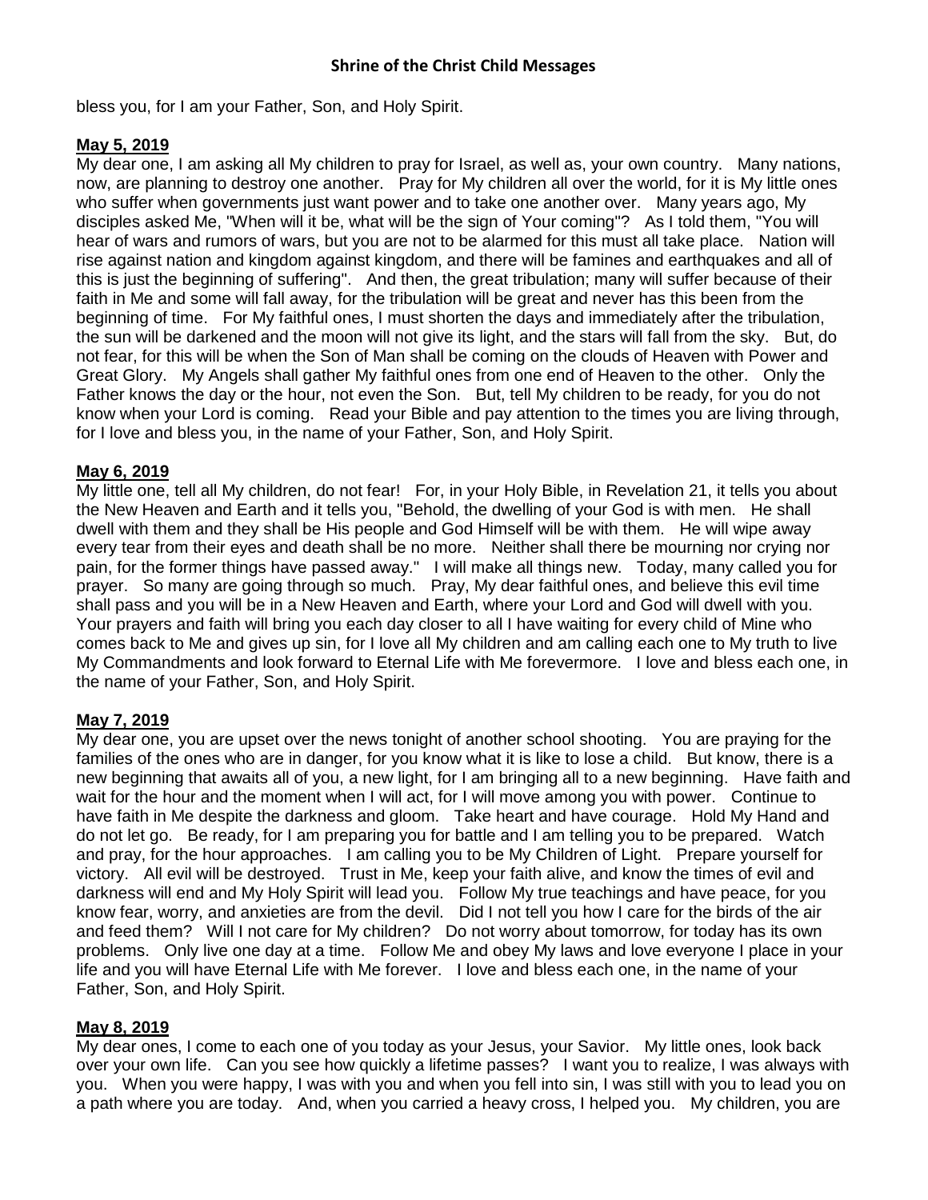bless you, for I am your Father, Son, and Holy Spirit.

**May 5, 2019**

My dear one, I am asking all My children to pray for Israel, as well as, your own country. Many nations, now, are planning to destroy one another. Pray for My children all over the world, for it is My little ones who suffer when governments just want power and to take one another over. Many years ago, My disciples asked Me, "When will it be, what will be the sign of Your coming"? As I told them, "You will hear of wars and rumors of wars, but you are not to be alarmed for this must all take place. Nation will rise against nation and kingdom against kingdom, and there will be famines and earthquakes and all of this is just the beginning of suffering". And then, the great tribulation; many will suffer because of their faith in Me and some will fall away, for the tribulation will be great and never has this been from the beginning of time. For My faithful ones, I must shorten the days and immediately after the tribulation, the sun will be darkened and the moon will not give its light, and the stars will fall from the sky. But, do not fear, for this will be when the Son of Man shall be coming on the clouds of Heaven with Power and Great Glory. My Angels shall gather My faithful ones from one end of Heaven to the other. Only the Father knows the day or the hour, not even the Son. But, tell My children to be ready, for you do not know when your Lord is coming. Read your Bible and pay attention to the times you are living through, for I love and bless you, in the name of your Father, Son, and Holy Spirit.

**May 6, 2019**

My little one, tell all My children, do not fear! For, in your Holy Bible, in Revelation 21, it tells you about the New Heaven and Earth and it tells you, "Behold, the dwelling of your God is with men. He shall dwell with them and they shall be His people and God Himself will be with them. He will wipe away every tear from their eyes and death shall be no more. Neither shall there be mourning nor crying nor pain, for the former things have passed away." I will make all things new. Today, many called you for prayer. So many are going through so much. Pray, My dear faithful ones, and believe this evil time shall pass and you will be in a New Heaven and Earth, where your Lord and God will dwell with you. Your prayers and faith will bring you each day closer to all I have waiting for every child of Mine who comes back to Me and gives up sin, for I love all My children and am calling each one to My truth to live My Commandments and look forward to Eternal Life with Me forevermore. I love and bless each one, in the name of your Father, Son, and Holy Spirit.

**May 7, 2019**

My dear one, you are upset over the news tonight of another school shooting. You are praying for the families of the ones who are in danger, for you know what it is like to lose a child. But know, there is a new beginning that awaits all of you, a new light, for I am bringing all to a new beginning. Have faith and wait for the hour and the moment when I will act, for I will move among you with power. Continue to have faith in Me despite the darkness and gloom. Take heart and have courage. Hold My Hand and do not let go. Be ready, for I am preparing you for battle and I am telling you to be prepared. Watch and pray, for the hour approaches. I am calling you to be My Children of Light. Prepare yourself for victory. All evil will be destroyed. Trust in Me, keep your faith alive, and know the times of evil and darkness will end and My Holy Spirit will lead you. Follow My true teachings and have peace, for you know fear, worry, and anxieties are from the devil. Did I not tell you how I care for the birds of the air and feed them? Will I not care for My children? Do not worry about tomorrow, for today has its own problems. Only live one day at a time. Follow Me and obey My laws and love everyone I place in your life and you will have Eternal Life with Me forever. I love and bless each one, in the name of your Father, Son, and Holy Spirit.

**May 8, 2019**

My dear ones, I come to each one of you today as your Jesus, your Savior. My little ones, look back over your own life. Can you see how quickly a lifetime passes? I want you to realize, I was always with you. When you were happy, I was with you and when you fell into sin, I was still with you to lead you on a path where you are today. And, when you carried a heavy cross, I helped you. My children, you are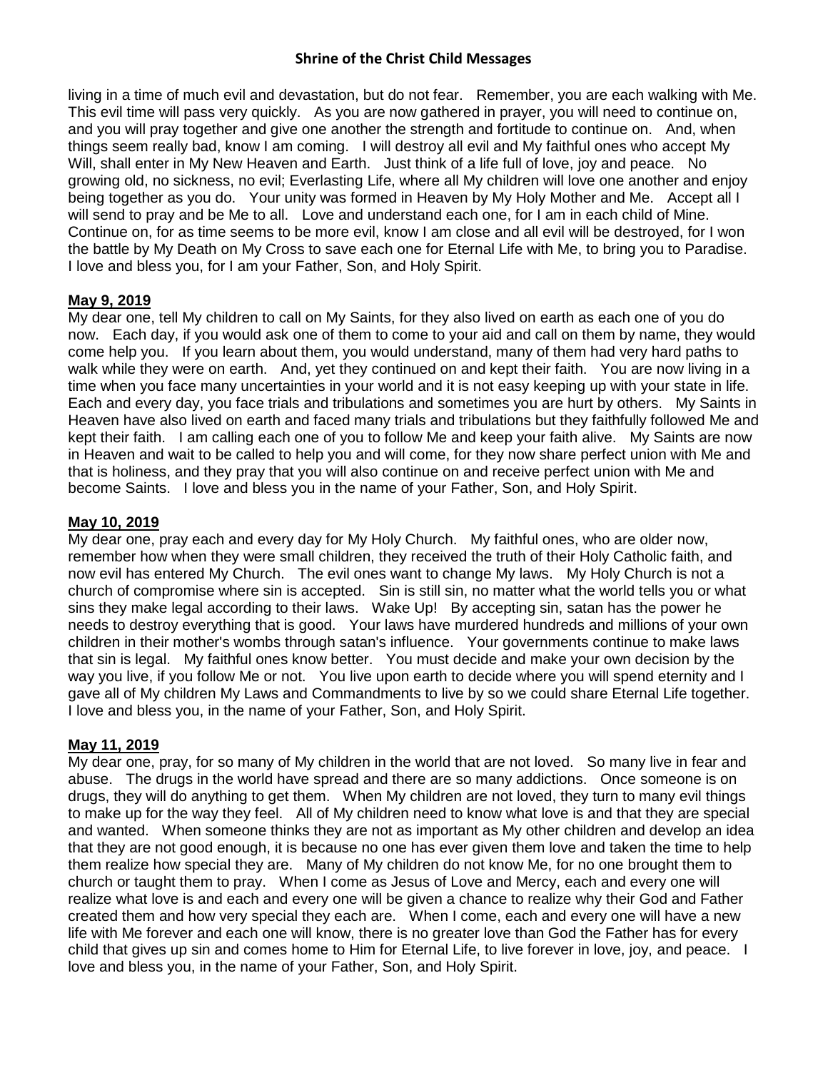living in a time of much evil and devastation, but do not fear. Remember, you are each walking with Me. This evil time will pass very quickly. As you are now gathered in prayer, you will need to continue on, and you will pray together and give one another the strength and fortitude to continue on. And, when things seem really bad, know I am coming. I will destroy all evil and My faithful ones who accept My Will, shall enter in My New Heaven and Earth. Just think of a life full of love, joy and peace. No growing old, no sickness, no evil; Everlasting Life, where all My children will love one another and enjoy being together as you do. Your unity was formed in Heaven by My Holy Mother and Me. Accept all I will send to pray and be Me to all. Love and understand each one, for I am in each child of Mine. Continue on, for as time seems to be more evil, know I am close and all evil will be destroyed, for I won the battle by My Death on My Cross to save each one for Eternal Life with Me, to bring you to Paradise. I love and bless you, for I am your Father, Son, and Holy Spirit.

**May 9, 2019**

My dear one, tell My children to call on My Saints, for they also lived on earth as each one of you do now. Each day, if you would ask one of them to come to your aid and call on them by name, they would come help you. If you learn about them, you would understand, many of them had very hard paths to walk while they were on earth. And, yet they continued on and kept their faith. You are now living in a time when you face many uncertainties in your world and it is not easy keeping up with your state in life. Each and every day, you face trials and tribulations and sometimes you are hurt by others. My Saints in Heaven have also lived on earth and faced many trials and tribulations but they faithfully followed Me and kept their faith. I am calling each one of you to follow Me and keep your faith alive. My Saints are now in Heaven and wait to be called to help you and will come, for they now share perfect union with Me and that is holiness, and they pray that you will also continue on and receive perfect union with Me and become Saints. I love and bless you in the name of your Father, Son, and Holy Spirit.

**May 10, 2019**

My dear one, pray each and every day for My Holy Church. My faithful ones, who are older now, remember how when they were small children, they received the truth of their Holy Catholic faith, and now evil has entered My Church. The evil ones want to change My laws. My Holy Church is not a church of compromise where sin is accepted. Sin is still sin, no matter what the world tells you or what sins they make legal according to their laws. Wake Up! By accepting sin, satan has the power he needs to destroy everything that is good. Your laws have murdered hundreds and millions of your own children in their mother's wombs through satan's influence. Your governments continue to make laws that sin is legal. My faithful ones know better. You must decide and make your own decision by the way you live, if you follow Me or not. You live upon earth to decide where you will spend eternity and I gave all of My children My Laws and Commandments to live by so we could share Eternal Life together. I love and bless you, in the name of your Father, Son, and Holy Spirit.

**May 11, 2019**

My dear one, pray, for so many of My children in the world that are not loved. So many live in fear and abuse. The drugs in the world have spread and there are so many addictions. Once someone is on drugs, they will do anything to get them. When My children are not loved, they turn to many evil things to make up for the way they feel. All of My children need to know what love is and that they are special and wanted. When someone thinks they are not as important as My other children and develop an idea that they are not good enough, it is because no one has ever given them love and taken the time to help them realize how special they are. Many of My children do not know Me, for no one brought them to church or taught them to pray. When I come as Jesus of Love and Mercy, each and every one will realize what love is and each and every one will be given a chance to realize why their God and Father created them and how very special they each are. When I come, each and every one will have a new life with Me forever and each one will know, there is no greater love than God the Father has for every child that gives up sin and comes home to Him for Eternal Life, to live forever in love, joy, and peace. I love and bless you, in the name of your Father, Son, and Holy Spirit.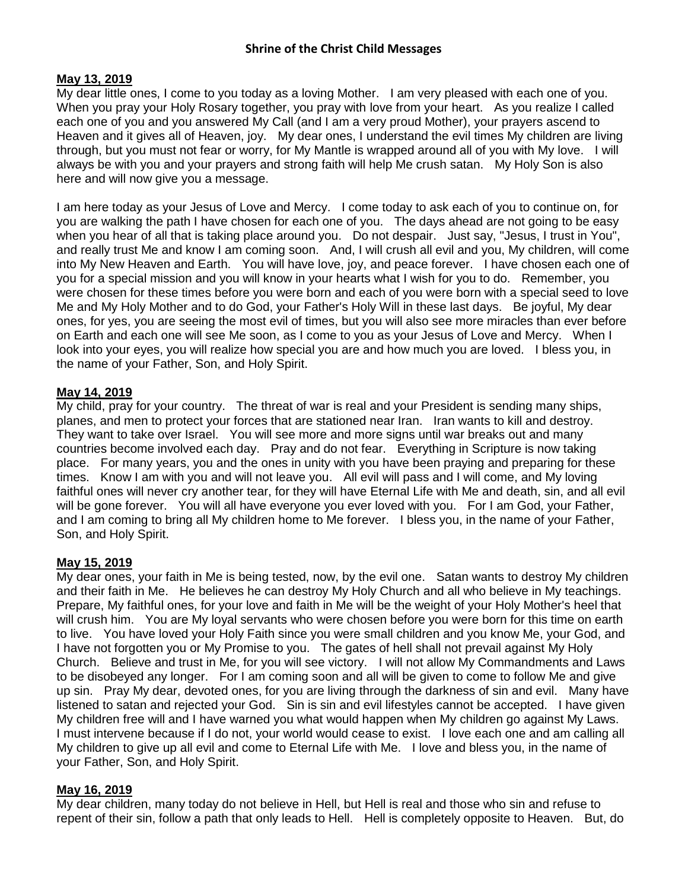**Shrine of the Christ Child Messages**

**May 13, 2019**

My dear little ones, I come to you today as a loving Mother. I am very pleased with each one of you. When you pray your Holy Rosary together, you pray with love from your heart. As you realize I called each one of you and you answered My Call (and I am a very proud Mother), your prayers ascend to Heaven and it gives all of Heaven, joy. My dear ones, I understand the evil times My children are living through, but you must not fear or worry, for My Mantle is wrapped around all of you with My love. I will always be with you and your prayers and strong faith will help Me crush satan. My Holy Son is also here and will now give you a message.

I am here today as your Jesus of Love and Mercy. I come today to ask each of you to continue on, for you are walking the path I have chosen for each one of you. The days ahead are not going to be easy when you hear of all that is taking place around you. Do not despair. Just say, "Jesus, I trust in You", and really trust Me and know I am coming soon. And, I will crush all evil and you, My children, will come into My New Heaven and Earth. You will have love, joy, and peace forever. I have chosen each one of you for a special mission and you will know in your hearts what I wish for you to do. Remember, you were chosen for these times before you were born and each of you were born with a special seed to love Me and My Holy Mother and to do God, your Father's Holy Will in these last days. Be joyful, My dear ones, for yes, you are seeing the most evil of times, but you will also see more miracles than ever before on Earth and each one will see Me soon, as I come to you as your Jesus of Love and Mercy. When I look into your eyes, you will realize how special you are and how much you are loved. I bless you, in the name of your Father, Son, and Holy Spirit.

**May 14, 2019**

My child, pray for your country. The threat of war is real and your President is sending many ships, planes, and men to protect your forces that are stationed near Iran. Iran wants to kill and destroy. They want to take over Israel. You will see more and more signs until war breaks out and many countries become involved each day. Pray and do not fear. Everything in Scripture is now taking place. For many years, you and the ones in unity with you have been praying and preparing for these times. Know I am with you and will not leave you. All evil will pass and I will come, and My loving faithful ones will never cry another tear, for they will have Eternal Life with Me and death, sin, and all evil will be gone forever. You will all have everyone you ever loved with you. For I am God, your Father, and I am coming to bring all My children home to Me forever. I bless you, in the name of your Father, Son, and Holy Spirit.

**May 15, 2019**

My dear ones, your faith in Me is being tested, now, by the evil one. Satan wants to destroy My children and their faith in Me. He believes he can destroy My Holy Church and all who believe in My teachings. Prepare, My faithful ones, for your love and faith in Me will be the weight of your Holy Mother's heel that will crush him. You are My loyal servants who were chosen before you were born for this time on earth to live. You have loved your Holy Faith since you were small children and you know Me, your God, and I have not forgotten you or My Promise to you. The gates of hell shall not prevail against My Holy Church. Believe and trust in Me, for you will see victory. I will not allow My Commandments and Laws to be disobeyed any longer. For I am coming soon and all will be given to come to follow Me and give up sin. Pray My dear, devoted ones, for you are living through the darkness of sin and evil. Many have listened to satan and rejected your God. Sin is sin and evil lifestyles cannot be accepted. I have given My children free will and I have warned you what would happen when My children go against My Laws. I must intervene because if I do not, your world would cease to exist. I love each one and am calling all My children to give up all evil and come to Eternal Life with Me. I love and bless you, in the name of your Father, Son, and Holy Spirit.

**May 16, 2019**

My dear children, many today do not believe in Hell, but Hell is real and those who sin and refuse to repent of their sin, follow a path that only leads to Hell. Hell is completely opposite to Heaven. But, do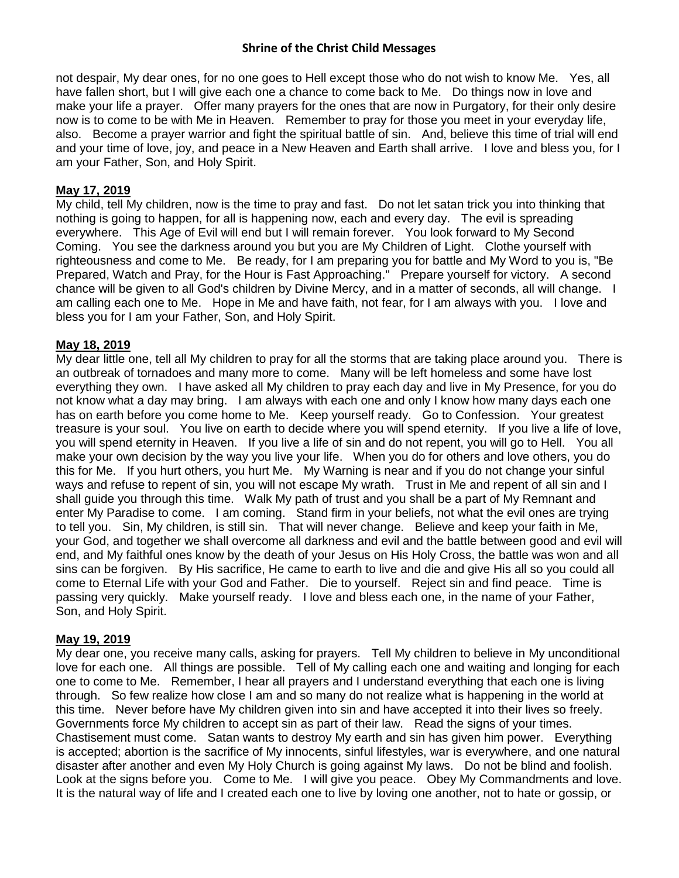not despair, My dear ones, for no one goes to Hell except those who do not wish to know Me. Yes, all have fallen short, but I will give each one a chance to come back to Me. Do things now in love and make your life a prayer. Offer many prayers for the ones that are now in Purgatory, for their only desire now is to come to be with Me in Heaven. Remember to pray for those you meet in your everyday life, also. Become a prayer warrior and fight the spiritual battle of sin. And, believe this time of trial will end and your time of love, joy, and peace in a New Heaven and Earth shall arrive. I love and bless you, for I am your Father, Son, and Holy Spirit.

**May 17, 2019**

My child, tell My children, now is the time to pray and fast. Do not let satan trick you into thinking that nothing is going to happen, for all is happening now, each and every day. The evil is spreading everywhere. This Age of Evil will end but I will remain forever. You look forward to My Second Coming. You see the darkness around you but you are My Children of Light. Clothe yourself with righteousness and come to Me. Be ready, for I am preparing you for battle and My Word to you is, "Be Prepared, Watch and Pray, for the Hour is Fast Approaching." Prepare yourself for victory. A second chance will be given to all God's children by Divine Mercy, and in a matter of seconds, all will change. I am calling each one to Me. Hope in Me and have faith, not fear, for I am always with you. I love and bless you for I am your Father, Son, and Holy Spirit.

**May 18, 2019**

My dear little one, tell all My children to pray for all the storms that are taking place around you. There is an outbreak of tornadoes and many more to come. Many will be left homeless and some have lost everything they own. I have asked all My children to pray each day and live in My Presence, for you do not know what a day may bring. I am always with each one and only I know how many days each one has on earth before you come home to Me. Keep yourself ready. Go to Confession. Your greatest treasure is your soul. You live on earth to decide where you will spend eternity. If you live a life of love, you will spend eternity in Heaven. If you live a life of sin and do not repent, you will go to Hell. You all make your own decision by the way you live your life. When you do for others and love others, you do this for Me. If you hurt others, you hurt Me. My Warning is near and if you do not change your sinful ways and refuse to repent of sin, you will not escape My wrath. Trust in Me and repent of all sin and I shall guide you through this time. Walk My path of trust and you shall be a part of My Remnant and enter My Paradise to come. I am coming. Stand firm in your beliefs, not what the evil ones are trying to tell you. Sin, My children, is still sin. That will never change. Believe and keep your faith in Me, your God, and together we shall overcome all darkness and evil and the battle between good and evil will end, and My faithful ones know by the death of your Jesus on His Holy Cross, the battle was won and all sins can be forgiven. By His sacrifice, He came to earth to live and die and give His all so you could all come to Eternal Life with your God and Father. Die to yourself. Reject sin and find peace. Time is passing very quickly. Make yourself ready. I love and bless each one, in the name of your Father, Son, and Holy Spirit.

**May 19, 2019**

My dear one, you receive many calls, asking for prayers. Tell My children to believe in My unconditional love for each one. All things are possible. Tell of My calling each one and waiting and longing for each one to come to Me. Remember, I hear all prayers and I understand everything that each one is living through. So few realize how close I am and so many do not realize what is happening in the world at this time. Never before have My children given into sin and have accepted it into their lives so freely. Governments force My children to accept sin as part of their law. Read the signs of your times. Chastisement must come. Satan wants to destroy My earth and sin has given him power. Everything is accepted; abortion is the sacrifice of My innocents, sinful lifestyles, war is everywhere, and one natural disaster after another and even My Holy Church is going against My laws. Do not be blind and foolish. Look at the signs before you. Come to Me. I will give you peace. Obey My Commandments and love. It is the natural way of life and I created each one to live by loving one another, not to hate or gossip, or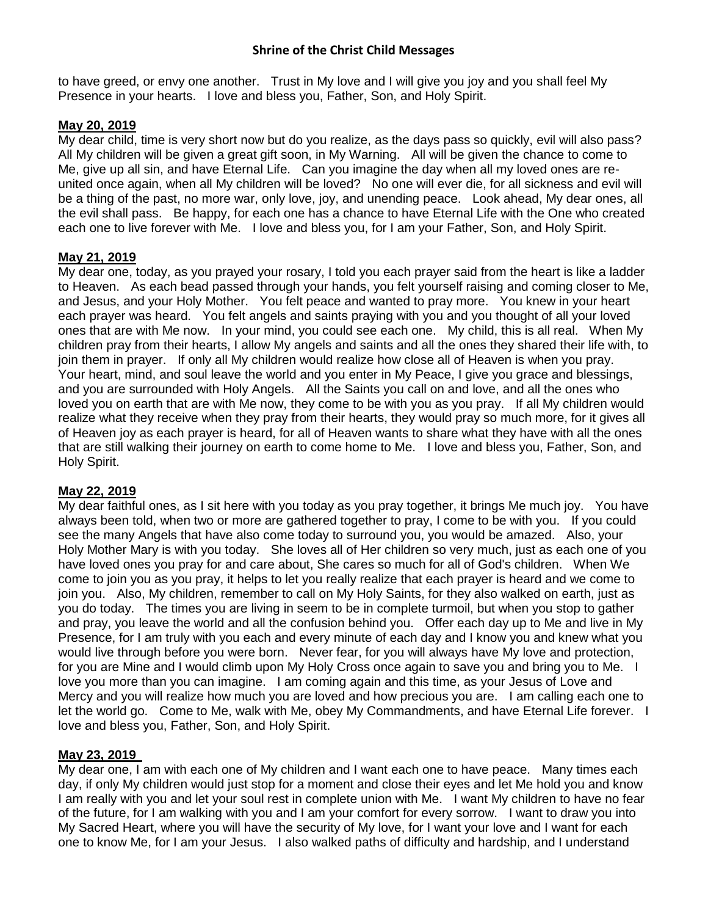to have greed, or envy one another. Trust in My love and I will give you joy and you shall feel My Presence in your hearts. I love and bless you, Father, Son, and Holy Spirit.

**May 20, 2019**

My dear child, time is very short now but do you realize, as the days pass so quickly, evil will also pass? All My children will be given a great gift soon, in My Warning. All will be given the chance to come to Me, give up all sin, and have Eternal Life. Can you imagine the day when all my loved ones are re-united once again, when all My children will be loved? No one will ever die, for all sickness and evil will be a thing of the past, no more war, only love, joy, and unending peace. Look ahead, My dear ones, all the evil shall pass. Be happy, for each one has a chance to have Eternal Life with the One who created each one to live forever with Me. I love and bless you, for I am your Father, Son, and Holy Spirit.

**May 21, 2019**

My dear one, today, as you prayed your rosary, I told you each prayer said from the heart is like a ladder to Heaven. As each bead passed through your hands, you felt yourself raising and coming closer to Me, and Jesus, and your Holy Mother. You felt peace and wanted to pray more. You knew in your heart each prayer was heard. You felt angels and saints praying with you and you thought of all your loved ones that are with Me now. In your mind, you could see each one. My child, this is all real. When My children pray from their hearts, I allow My angels and saints and all the ones they shared their life with, to join them in prayer. If only all My children would realize how close all of Heaven is when you pray. Your heart, mind, and soul leave the world and you enter in My Peace, I give you grace and blessings, and you are surrounded with Holy Angels. All the Saints you call on and love, and all the ones who loved you on earth that are with Me now, they come to be with you as you pray. If all My children would realize what they receive when they pray from their hearts, they would pray so much more, for it gives all of Heaven joy as each prayer is heard, for all of Heaven wants to share what they have with all the ones that are still walking their journey on earth to come home to Me. I love and bless you, Father, Son, and Holy Spirit.

**May 22, 2019**

My dear faithful ones, as I sit here with you today as you pray together, it brings Me much joy. You have always been told, when two or more are gathered together to pray, I come to be with you. If you could see the many Angels that have also come today to surround you, you would be amazed. Also, your Holy Mother Mary is with you today. She loves all of Her children so very much, just as each one of you have loved ones you pray for and care about, She cares so much for all of God's children. When We come to join you as you pray, it helps to let you really realize that each prayer is heard and we come to join you. Also, My children, remember to call on My Holy Saints, for they also walked on earth, just as you do today. The times you are living in seem to be in complete turmoil, but when you stop to gather and pray, you leave the world and all the confusion behind you. Offer each day up to Me and live in My Presence, for I am truly with you each and every minute of each day and I know you and knew what you would live through before you were born. Never fear, for you will always have My love and protection, for you are Mine and I would climb upon My Holy Cross once again to save you and bring you to Me. I love you more than you can imagine. I am coming again and this time, as your Jesus of Love and Mercy and you will realize how much you are loved and how precious you are. I am calling each one to let the world go. Come to Me, walk with Me, obey My Commandments, and have Eternal Life forever. I love and bless you, Father, Son, and Holy Spirit.

**May 23, 2019**

My dear one, I am with each one of My children and I want each one to have peace. Many times each day, if only My children would just stop for a moment and close their eyes and let Me hold you and know I am really with you and let your soul rest in complete union with Me. I want My children to have no fear of the future, for I am walking with you and I am your comfort for every sorrow. I want to draw you into My Sacred Heart, where you will have the security of My love, for I want your love and I want for each one to know Me, for I am your Jesus. I also walked paths of difficulty and hardship, and I understand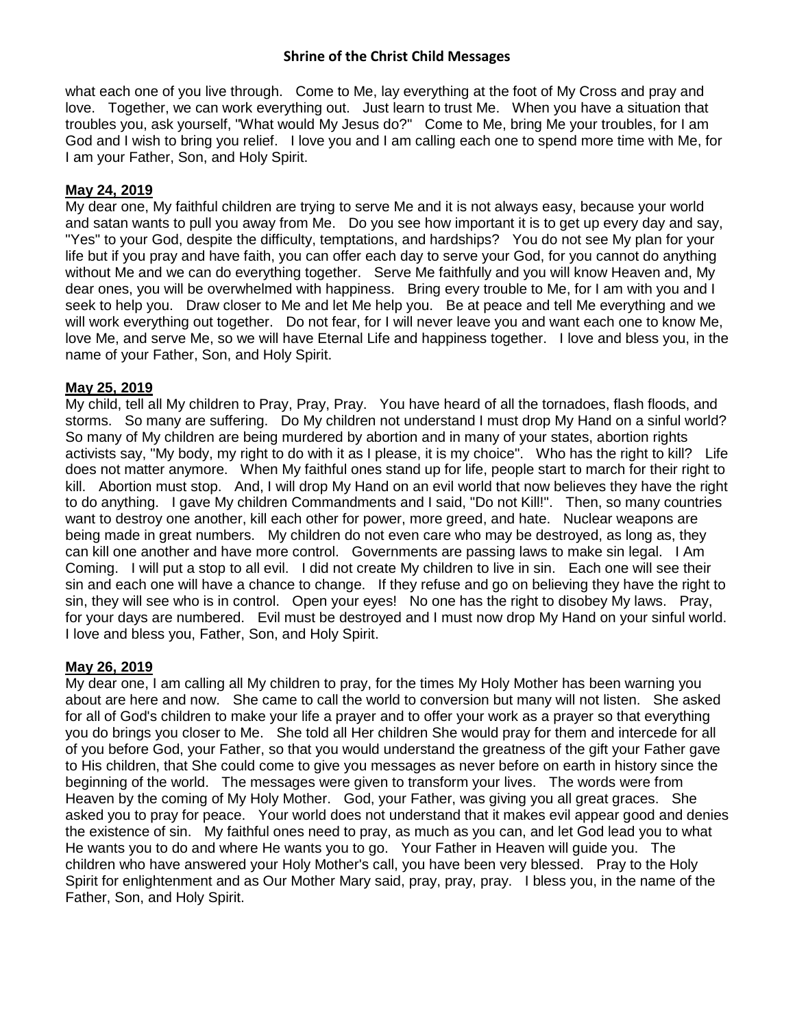what each one of you live through. Come to Me, lay everything at the foot of My Cross and pray and love. Together, we can work everything out. Just learn to trust Me. When you have a situation that troubles you, ask yourself, "What would My Jesus do?" Come to Me, bring Me your troubles, for I am God and I wish to bring you relief. I love you and I am calling each one to spend more time with Me, for I am your Father, Son, and Holy Spirit.

**May 24, 2019**

My dear one, My faithful children are trying to serve Me and it is not always easy, because your world and satan wants to pull you away from Me. Do you see how important it is to get up every day and say, "Yes" to your God, despite the difficulty, temptations, and hardships? You do not see My plan for your life but if you pray and have faith, you can offer each day to serve your God, for you cannot do anything without Me and we can do everything together. Serve Me faithfully and you will know Heaven and, My dear ones, you will be overwhelmed with happiness. Bring every trouble to Me, for I am with you and I seek to help you. Draw closer to Me and let Me help you. Be at peace and tell Me everything and we will work everything out together. Do not fear, for I will never leave you and want each one to know Me, love Me, and serve Me, so we will have Eternal Life and happiness together. I love and bless you, in the name of your Father, Son, and Holy Spirit.

**May 25, 2019**

My child, tell all My children to Pray, Pray, Pray. You have heard of all the tornadoes, flash floods, and storms. So many are suffering. Do My children not understand I must drop My Hand on a sinful world? So many of My children are being murdered by abortion and in many of your states, abortion rights activists say, "My body, my right to do with it as I please, it is my choice". Who has the right to kill? Life does not matter anymore. When My faithful ones stand up for life, people start to march for their right to kill. Abortion must stop. And, I will drop My Hand on an evil world that now believes they have the right to do anything. I gave My children Commandments and I said, "Do not Kill!". Then, so many countries want to destroy one another, kill each other for power, more greed, and hate. Nuclear weapons are being made in great numbers. My children do not even care who may be destroyed, as long as, they can kill one another and have more control. Governments are passing laws to make sin legal. I Am Coming. I will put a stop to all evil. I did not create My children to live in sin. Each one will see their sin and each one will have a chance to change. If they refuse and go on believing they have the right to sin, they will see who is in control. Open your eyes! No one has the right to disobey My laws. Pray, for your days are numbered. Evil must be destroyed and I must now drop My Hand on your sinful world. I love and bless you, Father, Son, and Holy Spirit.

**May 26, 2019**

My dear one, I am calling all My children to pray, for the times My Holy Mother has been warning you about are here and now. She came to call the world to conversion but many will not listen. She asked for all of God's children to make your life a prayer and to offer your work as a prayer so that everything you do brings you closer to Me. She told all Her children She would pray for them and intercede for all of you before God, your Father, so that you would understand the greatness of the gift your Father gave to His children, that She could come to give you messages as never before on earth in history since the beginning of the world. The messages were given to transform your lives. The words were from Heaven by the coming of My Holy Mother. God, your Father, was giving you all great graces. She asked you to pray for peace. Your world does not understand that it makes evil appear good and denies the existence of sin. My faithful ones need to pray, as much as you can, and let God lead you to what He wants you to do and where He wants you to go. Your Father in Heaven will guide you. The children who have answered your Holy Mother's call, you have been very blessed. Pray to the Holy Spirit for enlightenment and as Our Mother Mary said, pray, pray, pray. I bless you, in the name of the Father, Son, and Holy Spirit.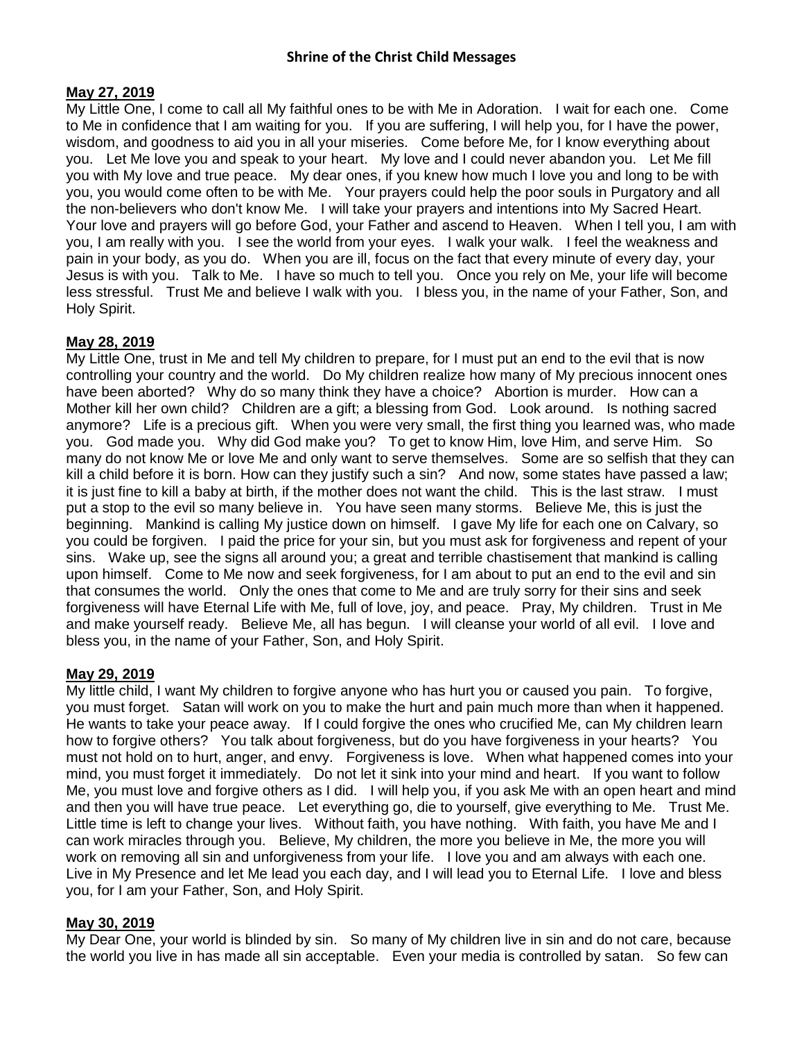## Shrine of the Christ Child Messages

**May 27, 2019**

My Little One, I come to call all My faithful ones to be with Me in Adoration. I wait for each one. Come to Me in confidence that I am waiting for you. If you are suffering, I will help you, for I have the power, wisdom, and goodness to aid you in all your miseries. Come before Me, for I know everything about you. Let Me love you and speak to your heart. My love and I could never abandon you. Let Me fill you with My love and true peace. My dear ones, if you knew how much I love you and long to be with you, you would come often to be with Me. Your prayers could help the poor souls in Purgatory and all the non-believers who don't know Me. I will take your prayers and intentions into My Sacred Heart. Your love and prayers will go before God, your Father and ascend to Heaven. When I tell you, I am with you, I am really with you. I see the world from your eyes. I walk your walk. I feel the weakness and pain in your body, as you do. When you are ill, focus on the fact that every minute of every day, your Jesus is with you. Talk to Me. I have so much to tell you. Once you rely on Me, your life will become less stressful. Trust Me and believe I walk with you. I bless you, in the name of your Father, Son, and Holy Spirit.

**May 28, 2019**

My Little One, trust in Me and tell My children to prepare, for I must put an end to the evil that is now controlling your country and the world. Do My children realize how many of My precious innocent ones have been aborted? Why do so many think they have a choice? Abortion is murder. How can a Mother kill her own child? Children are a gift; a blessing from God. Look around. Is nothing sacred anymore? Life is a precious gift. When you were very small, the first thing you learned was, who made you. God made you. Why did God make you? To get to know Him, love Him, and serve Him. So many do not know Me or love Me and only want to serve themselves. Some are so selfish that they can kill a child before it is born. How can they justify such a sin? And now, some states have passed a law; it is just fine to kill a baby at birth, if the mother does not want the child. This is the last straw. I must put a stop to the evil so many believe in. You have seen many storms. Believe Me, this is just the beginning. Mankind is calling My justice down on himself. I gave My life for each one on Calvary, so you could be forgiven. I paid the price for your sin, but you must ask for forgiveness and repent of your sins. Wake up, see the signs all around you; a great and terrible chastisement that mankind is calling upon himself. Come to Me now and seek forgiveness, for I am about to put an end to the evil and sin that consumes the world. Only the ones that come to Me and are truly sorry for their sins and seek forgiveness will have Eternal Life with Me, full of love, joy, and peace. Pray, My children. Trust in Me and make yourself ready. Believe Me, all has begun. I will cleanse your world of all evil. I love and bless you, in the name of your Father, Son, and Holy Spirit.

**May 29, 2019**

My little child, I want My children to forgive anyone who has hurt you or caused you pain. To forgive, you must forget. Satan will work on you to make the hurt and pain much more than when it happened. He wants to take your peace away. If I could forgive the ones who crucified Me, can My children learn how to forgive others? You talk about forgiveness, but do you have forgiveness in your hearts? You must not hold on to hurt, anger, and envy. Forgiveness is love. When what happened comes into your mind, you must forget it immediately. Do not let it sink into your mind and heart. If you want to follow Me, you must love and forgive others as I did. I will help you, if you ask Me with an open heart and mind and then you will have true peace. Let everything go, die to yourself, give everything to Me. Trust Me. Little time is left to change your lives. Without faith, you have nothing. With faith, you have Me and I can work miracles through you. Believe, My children, the more you believe in Me, the more you will work on removing all sin and unforgiveness from your life. I love you and am always with each one. Live in My Presence and let Me lead you each day, and I will lead you to Eternal Life. I love and bless you, for I am your Father, Son, and Holy Spirit.

**May 30, 2019**

My Dear One, your world is blinded by sin. So many of My children live in sin and do not care, because the world you live in has made all sin acceptable. Even your media is controlled by satan. So few can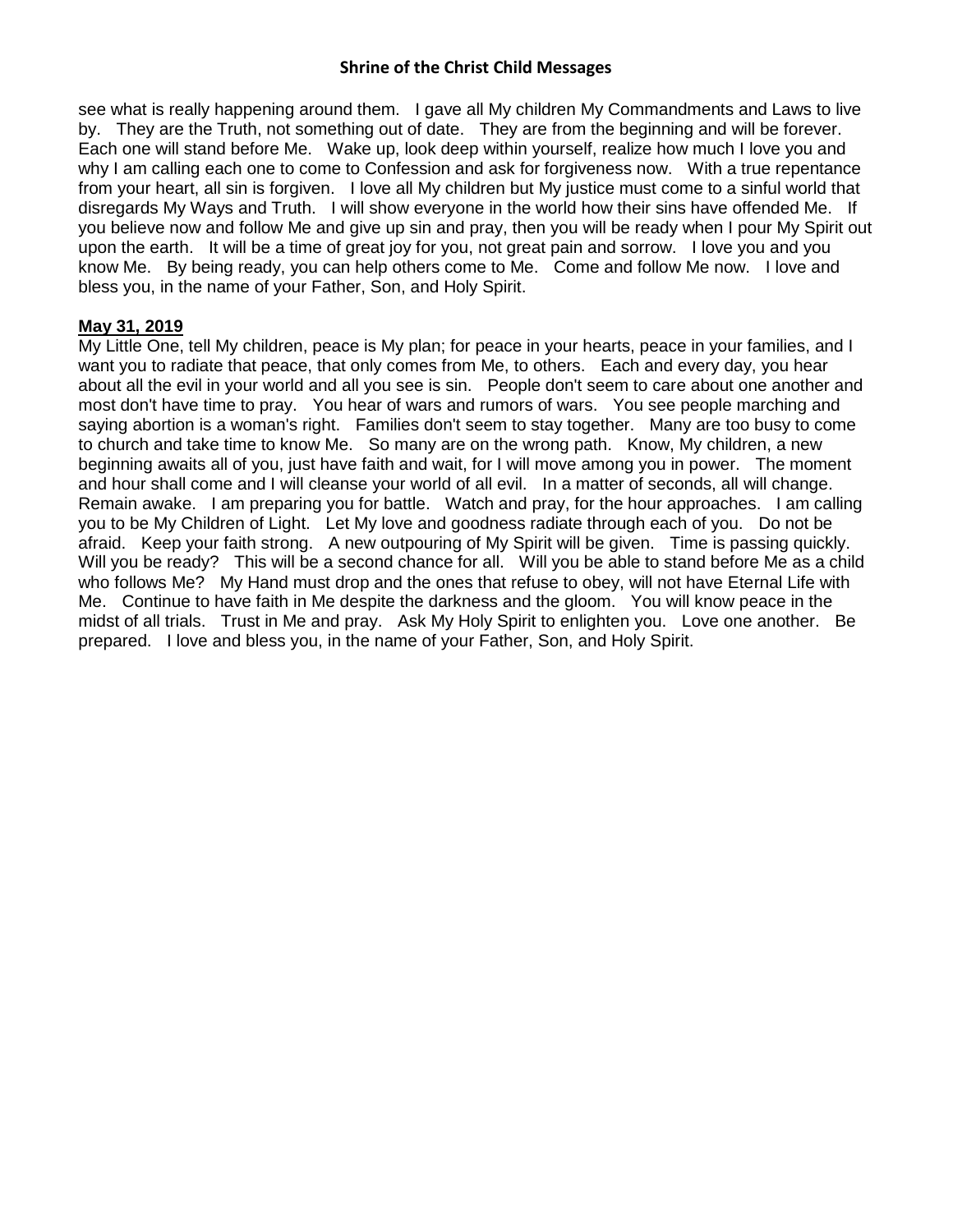see what is really happening around them. I gave all My children My Commandments and Laws to live by. They are the Truth, not something out of date. They are from the beginning and will be forever. Each one will stand before Me. Wake up, look deep within yourself, realize how much I love you and why I am calling each one to come to Confession and ask for forgiveness now. With a true repentance from your heart, all sin is forgiven. I love all My children but My justice must come to a sinful world that disregards My Ways and Truth. I will show everyone in the world how their sins have offended Me. If you believe now and follow Me and give up sin and pray, then you will be ready when I pour My Spirit out upon the earth. It will be a time of great joy for you, not great pain and sorrow. I love you and you know Me. By being ready, you can help others come to Me. Come and follow Me now. I love and bless you, in the name of your Father, Son, and Holy Spirit.

**May 31, 2019**

My Little One, tell My children, peace is My plan; for peace in your hearts, peace in your families, and I want you to radiate that peace, that only comes from Me, to others. Each and every day, you hear about all the evil in your world and all you see is sin. People don't seem to care about one another and most don't have time to pray. You hear of wars and rumors of wars. You see people marching and saying abortion is a woman's right. Families don't seem to stay together. Many are too busy to come to church and take time to know Me. So many are on the wrong path. Know, My children, a new beginning awaits all of you, just have faith and wait, for I will move among you in power. The moment and hour shall come and I will cleanse your world of all evil. In a matter of seconds, all will change. Remain awake. I am preparing you for battle. Watch and pray, for the hour approaches. I am calling you to be My Children of Light. Let My love and goodness radiate through each of you. Do not be afraid. Keep your faith strong. A new outpouring of My Spirit will be given. Time is passing quickly. Will you be ready? This will be a second chance for all. Will you be able to stand before Me as a child who follows Me? My Hand must drop and the ones that refuse to obey, will not have Eternal Life with Me. Continue to have faith in Me despite the darkness and the gloom. You will know peace in the midst of all trials. Trust in Me and pray. Ask My Holy Spirit to enlighten you. Love one another. Be prepared. I love and bless you, in the name of your Father, Son, and Holy Spirit.